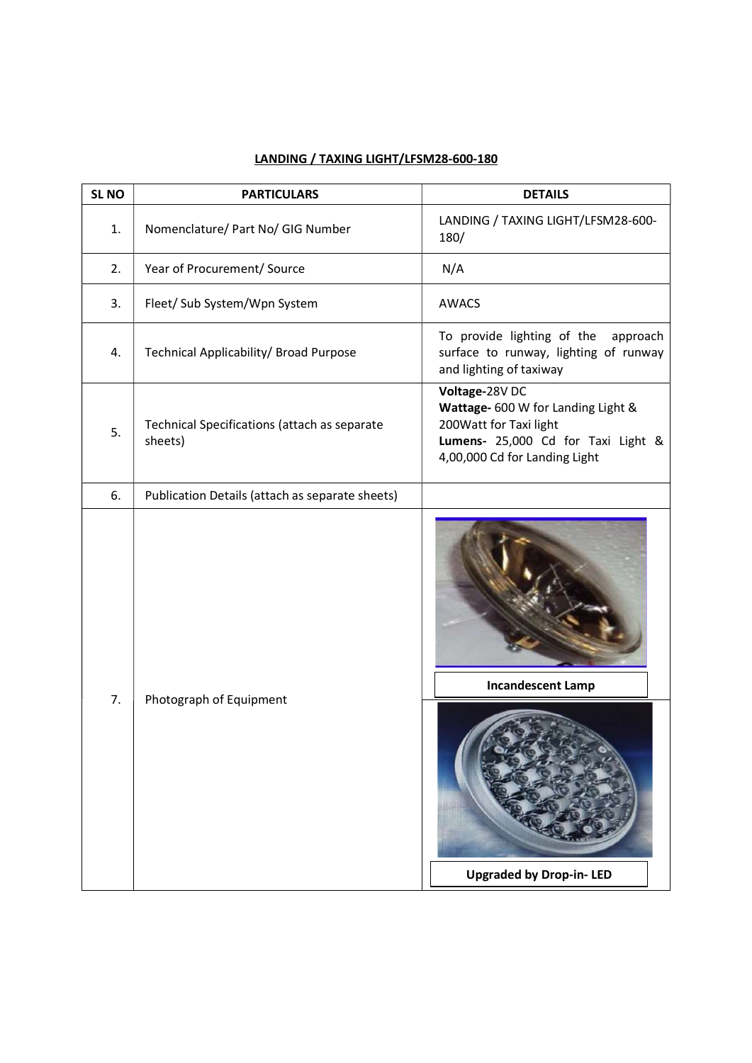## LANDING / TAXING LIGHT/LFSM28-600-180

| SL NO | PARTICULARS | DETAILS |
|---|---|---|
| 1. | Nomenclature/ Part No/ GIG Number | LANDING / TAXING LIGHT/LFSM28-600-180/ |
| 2. | Year of Procurement/ Source | N/A |
| 3. | Fleet/ Sub System/Wpn System | AWACS |
| 4. | Technical Applicability/ Broad Purpose | To provide lighting of the approach surface to runway, lighting of runway and lighting of taxiway |
| 5. | Technical Specifications (attach as separate sheets) | **Voltage-**28V DC<br>**Wattage-** 600 W for Landing Light & 200Watt for Taxi light<br>**Lumens-** 25,000 Cd for Taxi Light & 4,00,000 Cd for Landing Light |
| 6. | Publication Details (attach as separate sheets) | |
| 7. | Photograph of Equipment | **Incandescent Lamp**<br>**Upgraded by Drop-in- LED** |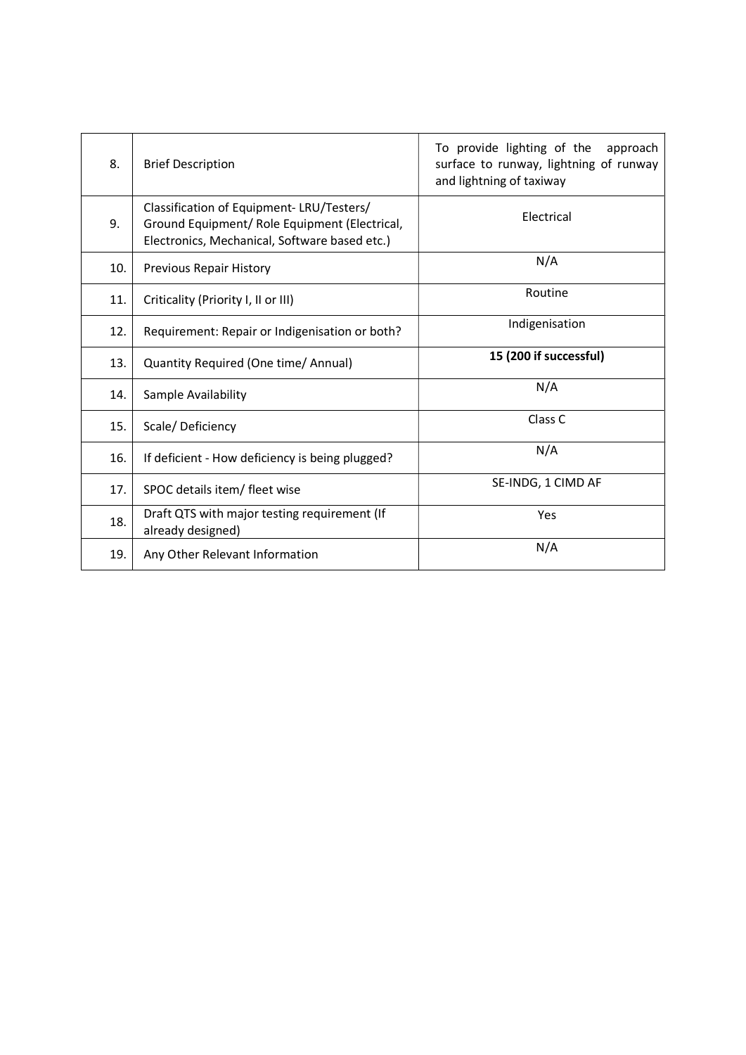| | | |
|---|---|---|
| 8. | Brief Description | To provide lighting of the approach surface to runway, lightning of runway and lightning of taxiway |
| 9. | Classification of Equipment- LRU/Testers/ Ground Equipment/ Role Equipment (Electrical, Electronics, Mechanical, Software based etc.) | Electrical |
| 10. | Previous Repair History | N/A |
| 11. | Criticality (Priority I, II or III) | Routine |
| 12. | Requirement: Repair or Indigenisation or both? | Indigenisation |
| 13. | Quantity Required (One time/ Annual) | **15 (200 if successful)** |
| 14. | Sample Availability | N/A |
| 15. | Scale/ Deficiency | Class C |
| 16. | If deficient - How deficiency is being plugged? | N/A |
| 17. | SPOC details item/ fleet wise | SE-INDG, 1 CIMD AF |
| 18. | Draft QTS with major testing requirement (If already designed) | Yes |
| 19. | Any Other Relevant Information | N/A |